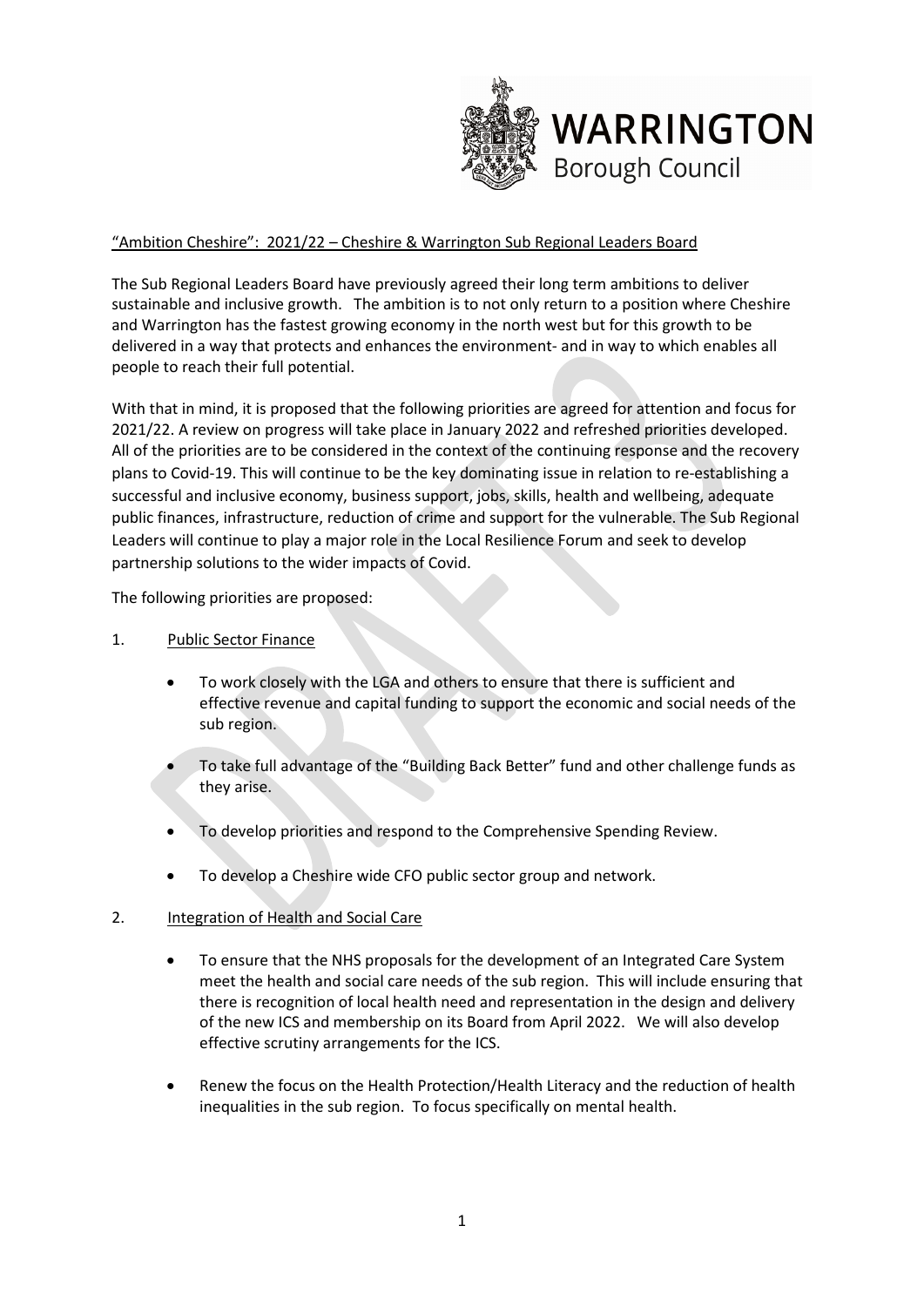WARRINGTON Borough Council

"Ambition Cheshire": 2021/22 – Cheshire & Warrington Sub Regional Leaders Board

The Sub Regional Leaders Board have previously agreed their long term ambitions to deliver sustainable and inclusive growth. The ambition is to not only return to a position where Cheshire and Warrington has the fastest growing economy in the north west but for this growth to be delivered in a way that protects and enhances the environment- and in way to which enables all people to reach their full potential.

With that in mind, it is proposed that the following priorities are agreed for attention and focus for 2021/22. A review on progress will take place in January 2022 and refreshed priorities developed. All of the priorities are to be considered in the context of the continuing response and the recovery plans to Covid-19. This will continue to be the key dominating issue in relation to re-establishing a successful and inclusive economy, business support, jobs, skills, health and wellbeing, adequate public finances, infrastructure, reduction of crime and support for the vulnerable. The Sub Regional Leaders will continue to play a major role in the Local Resilience Forum and seek to develop partnership solutions to the wider impacts of Covid.

The following priorities are proposed:

1. Public Sector Finance

- To work closely with the LGA and others to ensure that there is sufficient and effective revenue and capital funding to support the economic and social needs of the sub region.
- To take full advantage of the "Building Back Better" fund and other challenge funds as they arise.
- To develop priorities and respond to the Comprehensive Spending Review.
- To develop a Cheshire wide CFO public sector group and network.

2. Integration of Health and Social Care

- To ensure that the NHS proposals for the development of an Integrated Care System meet the health and social care needs of the sub region. This will include ensuring that there is recognition of local health need and representation in the design and delivery of the new ICS and membership on its Board from April 2022. We will also develop effective scrutiny arrangements for the ICS.
- Renew the focus on the Health Protection/Health Literacy and the reduction of health inequalities in the sub region. To focus specifically on mental health.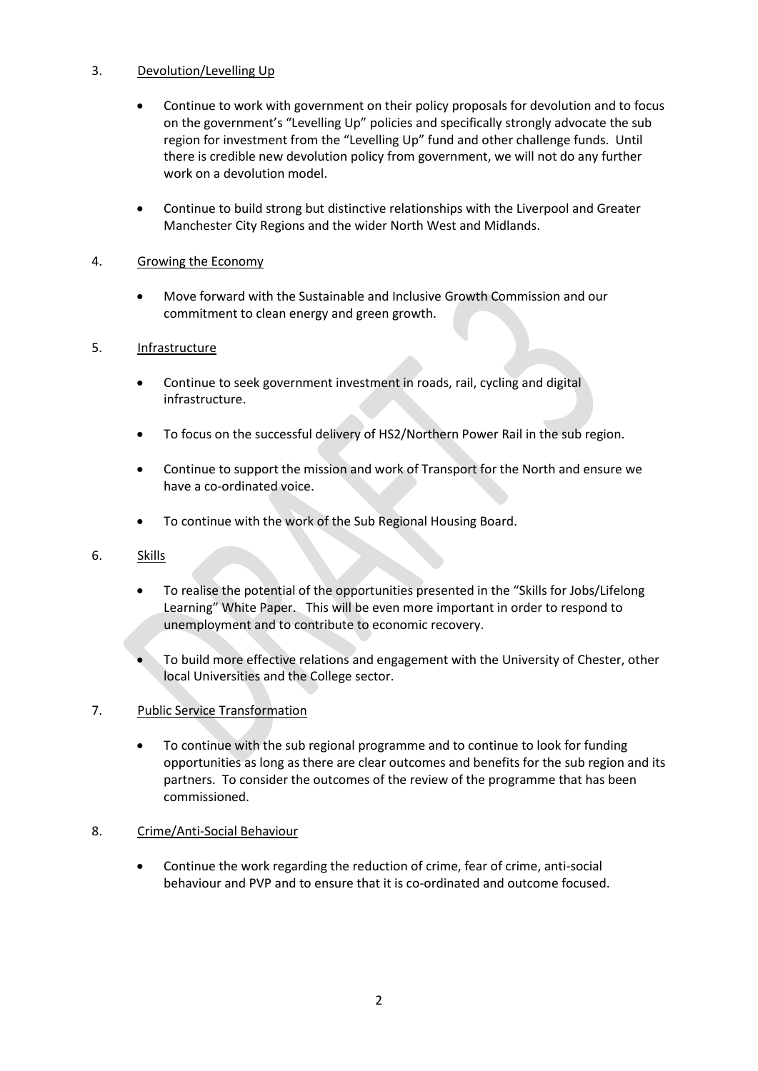3. <u>Devolution/Levelling Up</u>

   - Continue to work with government on their policy proposals for devolution and to focus on the government's "Levelling Up" policies and specifically strongly advocate the sub region for investment from the "Levelling Up" fund and other challenge funds. Until there is credible new devolution policy from government, we will not do any further work on a devolution model.

   - Continue to build strong but distinctive relationships with the Liverpool and Greater Manchester City Regions and the wider North West and Midlands.

4. <u>Growing the Economy</u>

   - Move forward with the Sustainable and Inclusive Growth Commission and our commitment to clean energy and green growth.

5. <u>Infrastructure</u>

   - Continue to seek government investment in roads, rail, cycling and digital infrastructure.

   - To focus on the successful delivery of HS2/Northern Power Rail in the sub region.

   - Continue to support the mission and work of Transport for the North and ensure we have a co-ordinated voice.

   - To continue with the work of the Sub Regional Housing Board.

6. <u>Skills</u>

   - To realise the potential of the opportunities presented in the "Skills for Jobs/Lifelong Learning" White Paper. This will be even more important in order to respond to unemployment and to contribute to economic recovery.

   - To build more effective relations and engagement with the University of Chester, other local Universities and the College sector.

7. <u>Public Service Transformation</u>

   - To continue with the sub regional programme and to continue to look for funding opportunities as long as there are clear outcomes and benefits for the sub region and its partners. To consider the outcomes of the review of the programme that has been commissioned.

8. <u>Crime/Anti-Social Behaviour</u>

   - Continue the work regarding the reduction of crime, fear of crime, anti-social behaviour and PVP and to ensure that it is co-ordinated and outcome focused.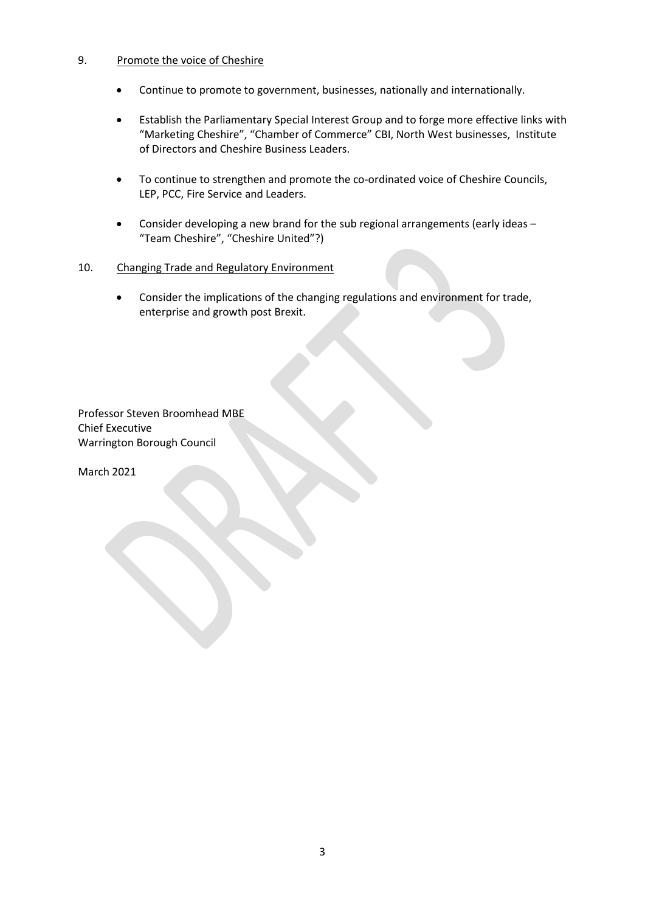9. Promote the voice of Cheshire

    - Continue to promote to government, businesses, nationally and internationally.

    - Establish the Parliamentary Special Interest Group and to forge more effective links with "Marketing Cheshire", "Chamber of Commerce" CBI, North West businesses, Institute of Directors and Cheshire Business Leaders.

    - To continue to strengthen and promote the co-ordinated voice of Cheshire Councils, LEP, PCC, Fire Service and Leaders.

    - Consider developing a new brand for the sub regional arrangements (early ideas – "Team Cheshire", "Cheshire United"?)

10. Changing Trade and Regulatory Environment

    - Consider the implications of the changing regulations and environment for trade, enterprise and growth post Brexit.

Professor Steven Broomhead MBE
Chief Executive
Warrington Borough Council

March 2021